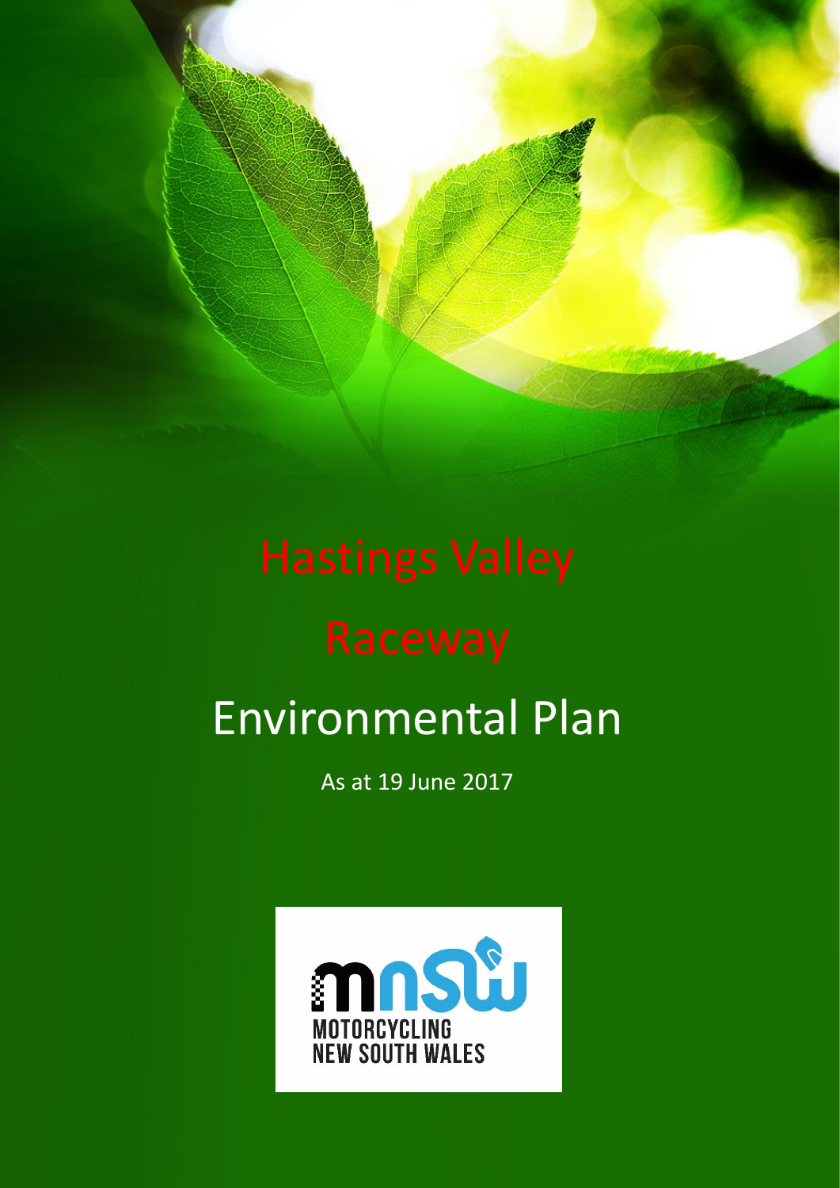# Hastings Valley Raceway

# Environmental Plan

As at 19 June 2017

MOTORCYCLING NEW SOUTH WALES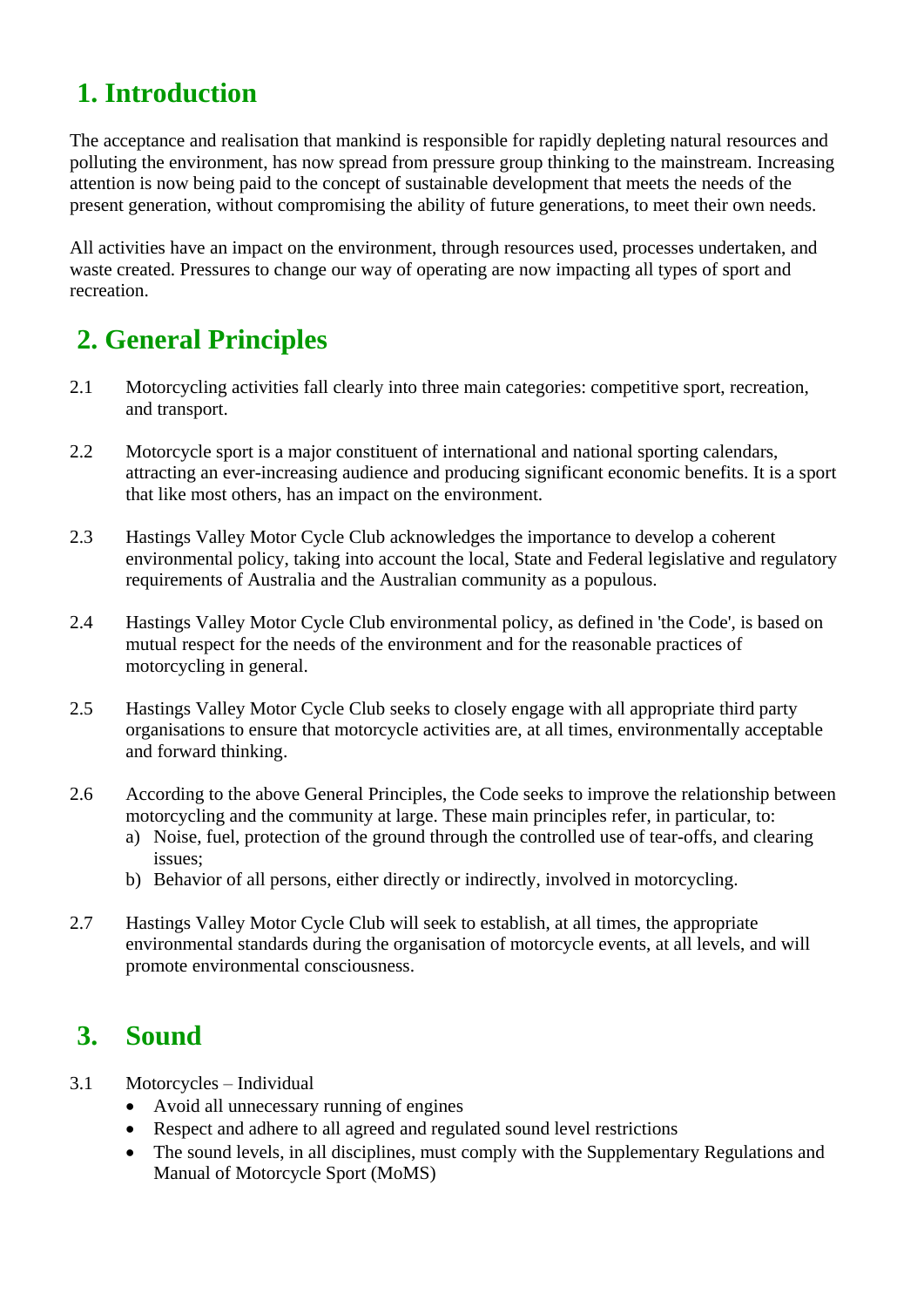# 1. Introduction

The acceptance and realisation that mankind is responsible for rapidly depleting natural resources and polluting the environment, has now spread from pressure group thinking to the mainstream. Increasing attention is now being paid to the concept of sustainable development that meets the needs of the present generation, without compromising the ability of future generations, to meet their own needs.

All activities have an impact on the environment, through resources used, processes undertaken, and waste created. Pressures to change our way of operating are now impacting all types of sport and recreation.

# 2. General Principles

2.1 Motorcycling activities fall clearly into three main categories: competitive sport, recreation, and transport.

2.2 Motorcycle sport is a major constituent of international and national sporting calendars, attracting an ever-increasing audience and producing significant economic benefits. It is a sport that like most others, has an impact on the environment.

2.3 Hastings Valley Motor Cycle Club acknowledges the importance to develop a coherent environmental policy, taking into account the local, State and Federal legislative and regulatory requirements of Australia and the Australian community as a populous.

2.4 Hastings Valley Motor Cycle Club environmental policy, as defined in 'the Code', is based on mutual respect for the needs of the environment and for the reasonable practices of motorcycling in general.

2.5 Hastings Valley Motor Cycle Club seeks to closely engage with all appropriate third party organisations to ensure that motorcycle activities are, at all times, environmentally acceptable and forward thinking.

2.6 According to the above General Principles, the Code seeks to improve the relationship between motorcycling and the community at large. These main principles refer, in particular, to:

a) Noise, fuel, protection of the ground through the controlled use of tear-offs, and clearing issues;
b) Behavior of all persons, either directly or indirectly, involved in motorcycling.

2.7 Hastings Valley Motor Cycle Club will seek to establish, at all times, the appropriate environmental standards during the organisation of motorcycle events, at all levels, and will promote environmental consciousness.

# 3. Sound

3.1 Motorcycles – Individual

- Avoid all unnecessary running of engines
- Respect and adhere to all agreed and regulated sound level restrictions
- The sound levels, in all disciplines, must comply with the Supplementary Regulations and Manual of Motorcycle Sport (MoMS)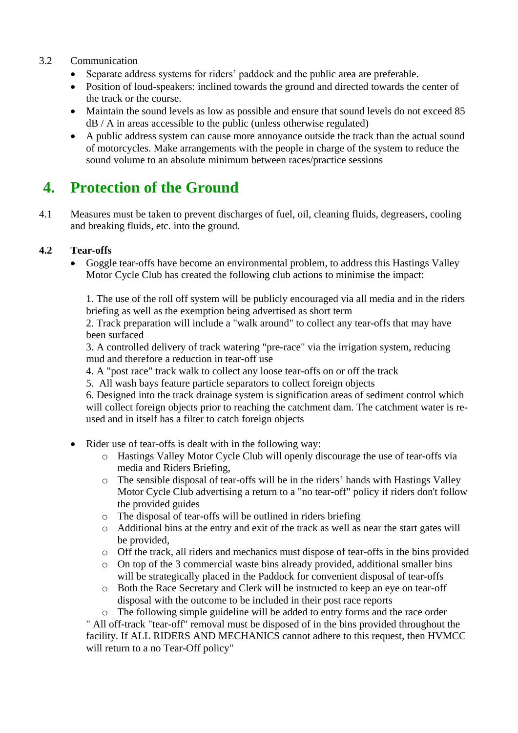3.2 Communication

- Separate address systems for riders' paddock and the public area are preferable.
- Position of loud-speakers: inclined towards the ground and directed towards the center of the track or the course.
- Maintain the sound levels as low as possible and ensure that sound levels do not exceed 85 dB / A in areas accessible to the public (unless otherwise regulated)
- A public address system can cause more annoyance outside the track than the actual sound of motorcycles. Make arrangements with the people in charge of the system to reduce the sound volume to an absolute minimum between races/practice sessions

# 4. Protection of the Ground

4.1 Measures must be taken to prevent discharges of fuel, oil, cleaning fluids, degreasers, cooling and breaking fluids, etc. into the ground.

**4.2 Tear-offs**

- Goggle tear-offs have become an environmental problem, to address this Hastings Valley Motor Cycle Club has created the following club actions to minimise the impact:

  1. The use of the roll off system will be publicly encouraged via all media and in the riders briefing as well as the exemption being advertised as short term
  2. Track preparation will include a "walk around" to collect any tear-offs that may have been surfaced
  3. A controlled delivery of track watering "pre-race" via the irrigation system, reducing mud and therefore a reduction in tear-off use
  4. A "post race" track walk to collect any loose tear-offs on or off the track
  5. All wash bays feature particle separators to collect foreign objects
  6. Designed into the track drainage system is signification areas of sediment control which will collect foreign objects prior to reaching the catchment dam. The catchment water is re-used and in itself has a filter to catch foreign objects

- Rider use of tear-offs is dealt with in the following way:
  - Hastings Valley Motor Cycle Club will openly discourage the use of tear-offs via media and Riders Briefing,
  - The sensible disposal of tear-offs will be in the riders' hands with Hastings Valley Motor Cycle Club advertising a return to a "no tear-off" policy if riders don't follow the provided guides
  - The disposal of tear-offs will be outlined in riders briefing
  - Additional bins at the entry and exit of the track as well as near the start gates will be provided,
  - Off the track, all riders and mechanics must dispose of tear-offs in the bins provided
  - On top of the 3 commercial waste bins already provided, additional smaller bins will be strategically placed in the Paddock for convenient disposal of tear-offs
  - Both the Race Secretary and Clerk will be instructed to keep an eye on tear-off disposal with the outcome to be included in their post race reports
  - The following simple guideline will be added to entry forms and the race order

  " All off-track "tear-off" removal must be disposed of in the bins provided throughout the facility. If ALL RIDERS AND MECHANICS cannot adhere to this request, then HVMCC will return to a no Tear-Off policy"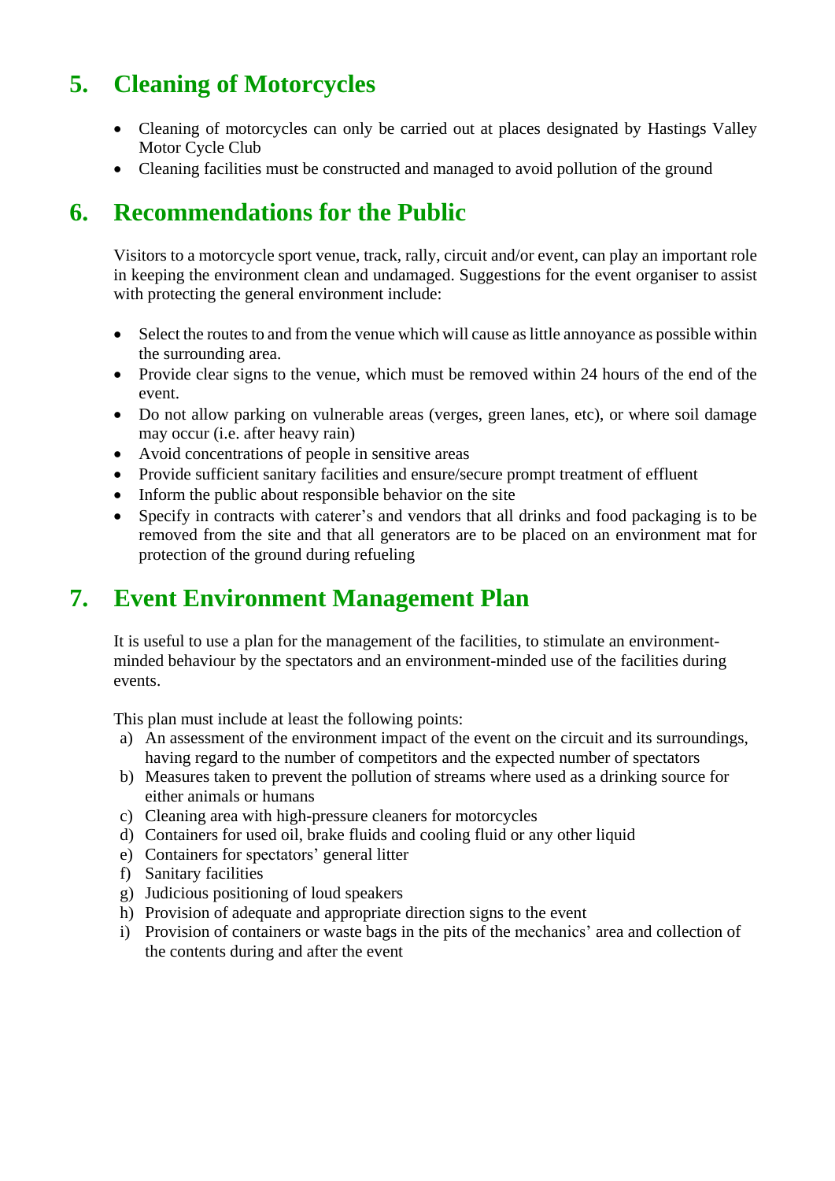## 5. Cleaning of Motorcycles

- Cleaning of motorcycles can only be carried out at places designated by Hastings Valley Motor Cycle Club
- Cleaning facilities must be constructed and managed to avoid pollution of the ground

## 6. Recommendations for the Public

Visitors to a motorcycle sport venue, track, rally, circuit and/or event, can play an important role in keeping the environment clean and undamaged. Suggestions for the event organiser to assist with protecting the general environment include:

- Select the routes to and from the venue which will cause as little annoyance as possible within the surrounding area.
- Provide clear signs to the venue, which must be removed within 24 hours of the end of the event.
- Do not allow parking on vulnerable areas (verges, green lanes, etc), or where soil damage may occur (i.e. after heavy rain)
- Avoid concentrations of people in sensitive areas
- Provide sufficient sanitary facilities and ensure/secure prompt treatment of effluent
- Inform the public about responsible behavior on the site
- Specify in contracts with caterer's and vendors that all drinks and food packaging is to be removed from the site and that all generators are to be placed on an environment mat for protection of the ground during refueling

## 7. Event Environment Management Plan

It is useful to use a plan for the management of the facilities, to stimulate an environment-minded behaviour by the spectators and an environment-minded use of the facilities during events.

This plan must include at least the following points:

a) An assessment of the environment impact of the event on the circuit and its surroundings, having regard to the number of competitors and the expected number of spectators
b) Measures taken to prevent the pollution of streams where used as a drinking source for either animals or humans
c) Cleaning area with high-pressure cleaners for motorcycles
d) Containers for used oil, brake fluids and cooling fluid or any other liquid
e) Containers for spectators' general litter
f) Sanitary facilities
g) Judicious positioning of loud speakers
h) Provision of adequate and appropriate direction signs to the event
i) Provision of containers or waste bags in the pits of the mechanics' area and collection of the contents during and after the event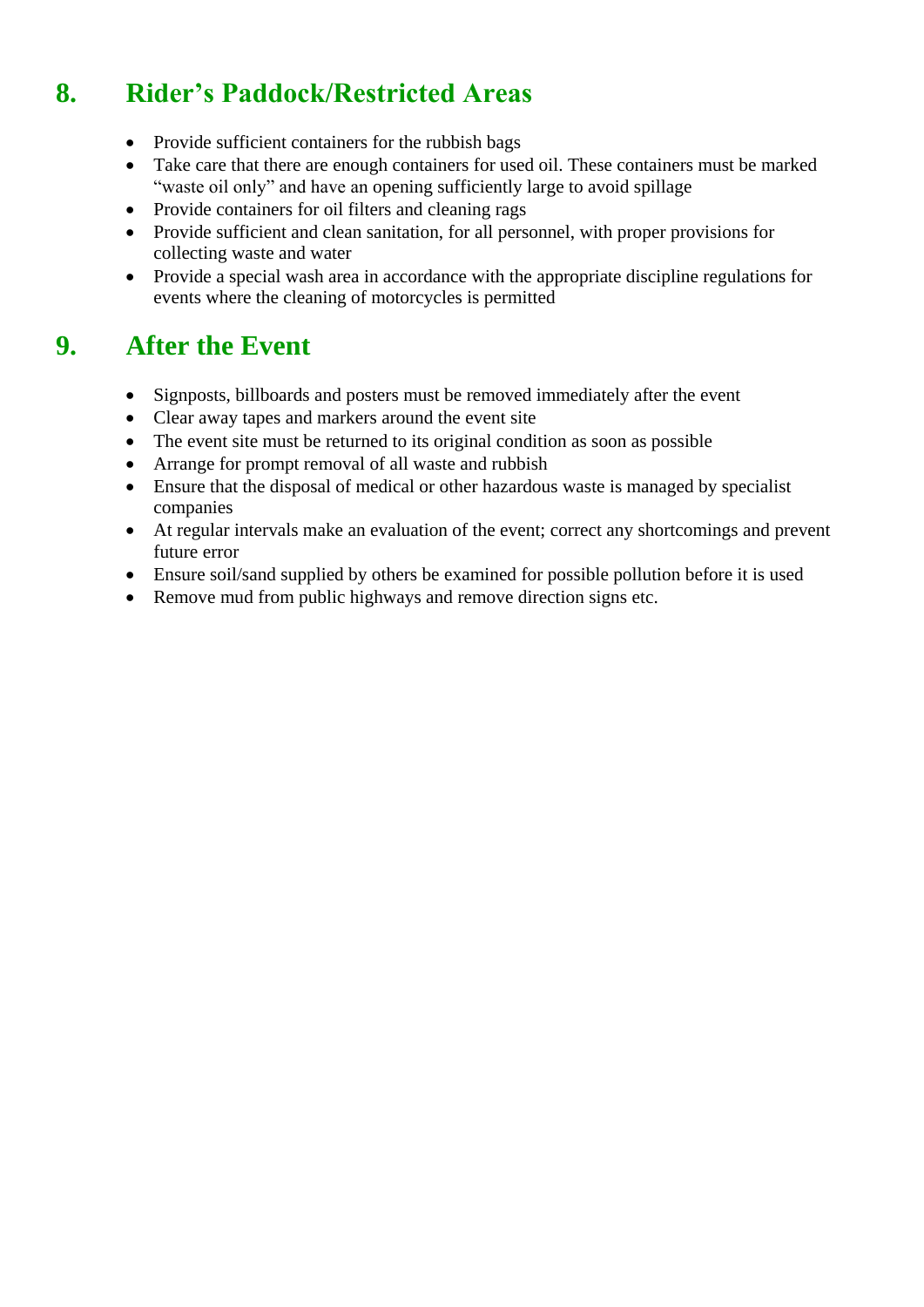## 8. Rider's Paddock/Restricted Areas

- Provide sufficient containers for the rubbish bags
- Take care that there are enough containers for used oil. These containers must be marked "waste oil only" and have an opening sufficiently large to avoid spillage
- Provide containers for oil filters and cleaning rags
- Provide sufficient and clean sanitation, for all personnel, with proper provisions for collecting waste and water
- Provide a special wash area in accordance with the appropriate discipline regulations for events where the cleaning of motorcycles is permitted

## 9. After the Event

- Signposts, billboards and posters must be removed immediately after the event
- Clear away tapes and markers around the event site
- The event site must be returned to its original condition as soon as possible
- Arrange for prompt removal of all waste and rubbish
- Ensure that the disposal of medical or other hazardous waste is managed by specialist companies
- At regular intervals make an evaluation of the event; correct any shortcomings and prevent future error
- Ensure soil/sand supplied by others be examined for possible pollution before it is used
- Remove mud from public highways and remove direction signs etc.